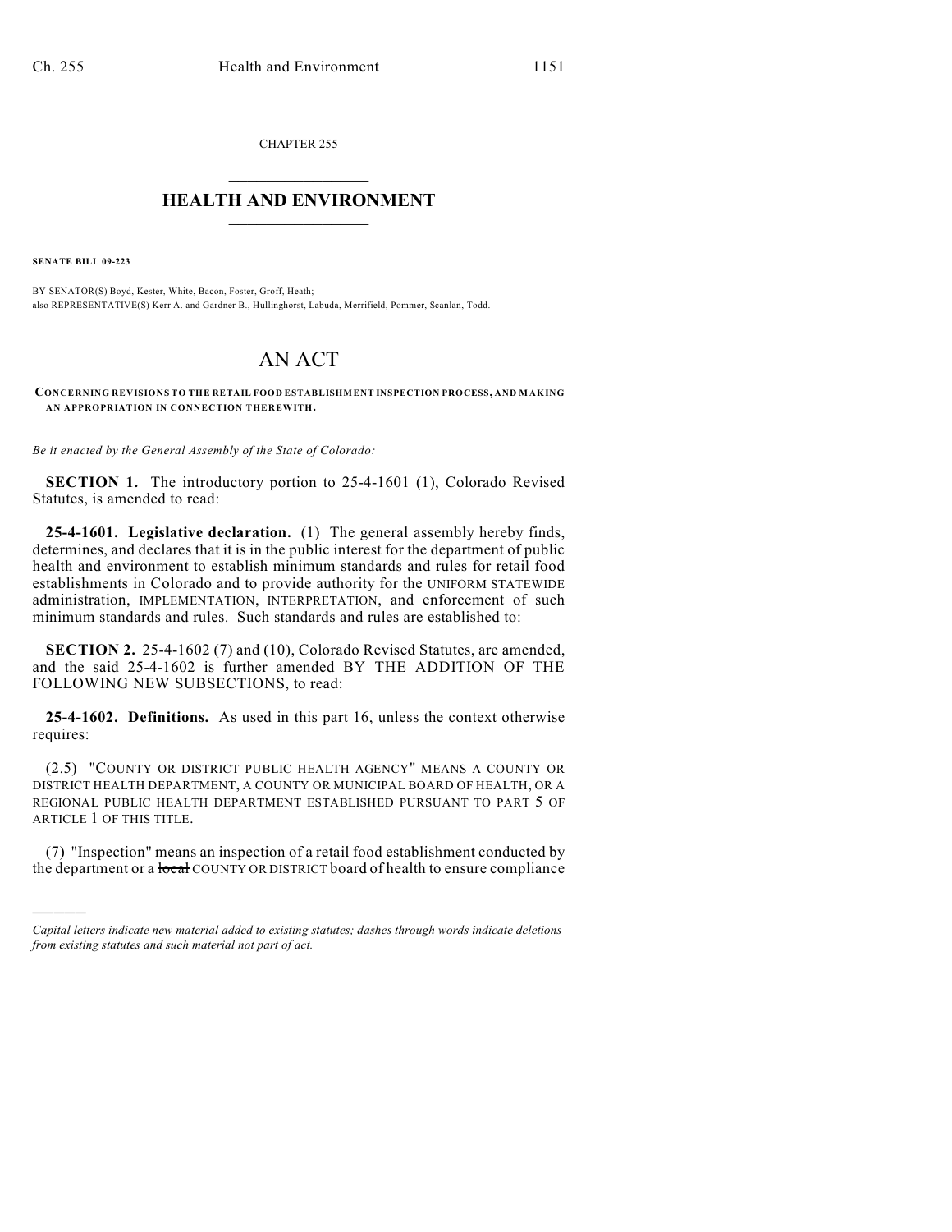CHAPTER 255

# HEALTH AND ENVIRONMENT

**SENATE BILL 09-223**

BY SENATOR(S) Boyd, Kester, White, Bacon, Foster, Groff, Heath;
also REPRESENTATIVE(S) Kerr A. and Gardner B., Hullinghorst, Labuda, Merrifield, Pommer, Scanlan, Todd.

# AN ACT

**CONCERNING REVISIONS TO THE RETAIL FOOD ESTABLISHMENT INSPECTION PROCESS, AND MAKING AN APPROPRIATION IN CONNECTION THEREWITH.**

*Be it enacted by the General Assembly of the State of Colorado:*

**SECTION 1.** The introductory portion to 25-4-1601 (1), Colorado Revised Statutes, is amended to read:

**25-4-1601. Legislative declaration.** (1) The general assembly hereby finds, determines, and declares that it is in the public interest for the department of public health and environment to establish minimum standards and rules for retail food establishments in Colorado and to provide authority for the UNIFORM STATEWIDE administration, IMPLEMENTATION, INTERPRETATION, and enforcement of such minimum standards and rules. Such standards and rules are established to:

**SECTION 2.** 25-4-1602 (7) and (10), Colorado Revised Statutes, are amended, and the said 25-4-1602 is further amended BY THE ADDITION OF THE FOLLOWING NEW SUBSECTIONS, to read:

**25-4-1602. Definitions.** As used in this part 16, unless the context otherwise requires:

(2.5) "COUNTY OR DISTRICT PUBLIC HEALTH AGENCY" MEANS A COUNTY OR DISTRICT HEALTH DEPARTMENT, A COUNTY OR MUNICIPAL BOARD OF HEALTH, OR A REGIONAL PUBLIC HEALTH DEPARTMENT ESTABLISHED PURSUANT TO PART 5 OF ARTICLE 1 OF THIS TITLE.

(7) "Inspection" means an inspection of a retail food establishment conducted by the department or a ~~local~~ COUNTY OR DISTRICT board of health to ensure compliance

---

*Capital letters indicate new material added to existing statutes; dashes through words indicate deletions from existing statutes and such material not part of act.*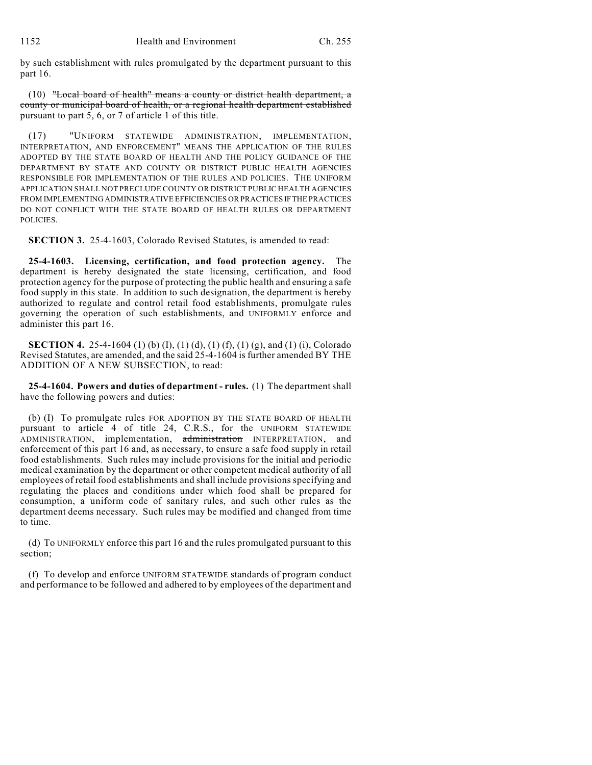by such establishment with rules promulgated by the department pursuant to this part 16.

(10) ~~"Local board of health" means a county or district health department, a county or municipal board of health, or a regional health department established pursuant to part 5, 6, or 7 of article 1 of this title.~~

(17) "UNIFORM STATEWIDE ADMINISTRATION, IMPLEMENTATION, INTERPRETATION, AND ENFORCEMENT" MEANS THE APPLICATION OF THE RULES ADOPTED BY THE STATE BOARD OF HEALTH AND THE POLICY GUIDANCE OF THE DEPARTMENT BY STATE AND COUNTY OR DISTRICT PUBLIC HEALTH AGENCIES RESPONSIBLE FOR IMPLEMENTATION OF THE RULES AND POLICIES. THE UNIFORM APPLICATION SHALL NOT PRECLUDE COUNTY OR DISTRICT PUBLIC HEALTH AGENCIES FROM IMPLEMENTING ADMINISTRATIVE EFFICIENCIES OR PRACTICES IF THE PRACTICES DO NOT CONFLICT WITH THE STATE BOARD OF HEALTH RULES OR DEPARTMENT POLICIES.

**SECTION 3.** 25-4-1603, Colorado Revised Statutes, is amended to read:

**25-4-1603. Licensing, certification, and food protection agency.** The department is hereby designated the state licensing, certification, and food protection agency for the purpose of protecting the public health and ensuring a safe food supply in this state. In addition to such designation, the department is hereby authorized to regulate and control retail food establishments, promulgate rules governing the operation of such establishments, and UNIFORMLY enforce and administer this part 16.

**SECTION 4.** 25-4-1604 (1) (b) (I), (1) (d), (1) (f), (1) (g), and (1) (i), Colorado Revised Statutes, are amended, and the said 25-4-1604 is further amended BY THE ADDITION OF A NEW SUBSECTION, to read:

**25-4-1604. Powers and duties of department - rules.** (1) The department shall have the following powers and duties:

(b) (I) To promulgate rules FOR ADOPTION BY THE STATE BOARD OF HEALTH pursuant to article 4 of title 24, C.R.S., for the UNIFORM STATEWIDE ADMINISTRATION, implementation, ~~administration~~ INTERPRETATION, and enforcement of this part 16 and, as necessary, to ensure a safe food supply in retail food establishments. Such rules may include provisions for the initial and periodic medical examination by the department or other competent medical authority of all employees of retail food establishments and shall include provisions specifying and regulating the places and conditions under which food shall be prepared for consumption, a uniform code of sanitary rules, and such other rules as the department deems necessary. Such rules may be modified and changed from time to time.

(d) To UNIFORMLY enforce this part 16 and the rules promulgated pursuant to this section;

(f) To develop and enforce UNIFORM STATEWIDE standards of program conduct and performance to be followed and adhered to by employees of the department and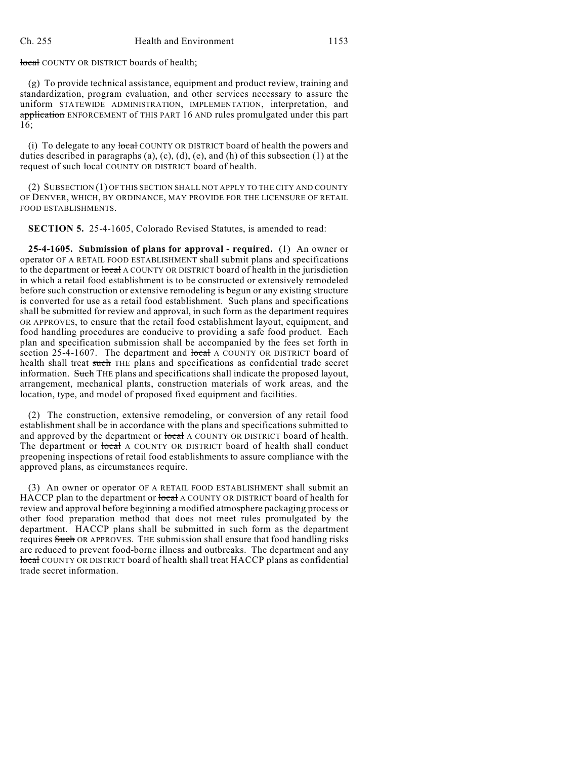~~local~~ COUNTY OR DISTRICT boards of health;

(g) To provide technical assistance, equipment and product review, training and standardization, program evaluation, and other services necessary to assure the uniform STATEWIDE ADMINISTRATION, IMPLEMENTATION, interpretation, and ~~application~~ ENFORCEMENT of THIS PART 16 AND rules promulgated under this part 16;

(i) To delegate to any ~~local~~ COUNTY OR DISTRICT board of health the powers and duties described in paragraphs (a), (c), (d), (e), and (h) of this subsection (1) at the request of such ~~local~~ COUNTY OR DISTRICT board of health.

(2) SUBSECTION (1) OF THIS SECTION SHALL NOT APPLY TO THE CITY AND COUNTY OF DENVER, WHICH, BY ORDINANCE, MAY PROVIDE FOR THE LICENSURE OF RETAIL FOOD ESTABLISHMENTS.

**SECTION 5.** 25-4-1605, Colorado Revised Statutes, is amended to read:

**25-4-1605. Submission of plans for approval - required.** (1) An owner or operator OF A RETAIL FOOD ESTABLISHMENT shall submit plans and specifications to the department or ~~local~~ A COUNTY OR DISTRICT board of health in the jurisdiction in which a retail food establishment is to be constructed or extensively remodeled before such construction or extensive remodeling is begun or any existing structure is converted for use as a retail food establishment. Such plans and specifications shall be submitted for review and approval, in such form as the department requires OR APPROVES, to ensure that the retail food establishment layout, equipment, and food handling procedures are conducive to providing a safe food product. Each plan and specification submission shall be accompanied by the fees set forth in section 25-4-1607. The department and ~~local~~ A COUNTY OR DISTRICT board of health shall treat ~~such~~ THE plans and specifications as confidential trade secret information. ~~Such~~ THE plans and specifications shall indicate the proposed layout, arrangement, mechanical plants, construction materials of work areas, and the location, type, and model of proposed fixed equipment and facilities.

(2) The construction, extensive remodeling, or conversion of any retail food establishment shall be in accordance with the plans and specifications submitted to and approved by the department or ~~local~~ A COUNTY OR DISTRICT board of health. The department or ~~local~~ A COUNTY OR DISTRICT board of health shall conduct preopening inspections of retail food establishments to assure compliance with the approved plans, as circumstances require.

(3) An owner or operator OF A RETAIL FOOD ESTABLISHMENT shall submit an HACCP plan to the department or ~~local~~ A COUNTY OR DISTRICT board of health for review and approval before beginning a modified atmosphere packaging process or other food preparation method that does not meet rules promulgated by the department. HACCP plans shall be submitted in such form as the department requires ~~Such~~ OR APPROVES. THE submission shall ensure that food handling risks are reduced to prevent food-borne illness and outbreaks. The department and any ~~local~~ COUNTY OR DISTRICT board of health shall treat HACCP plans as confidential trade secret information.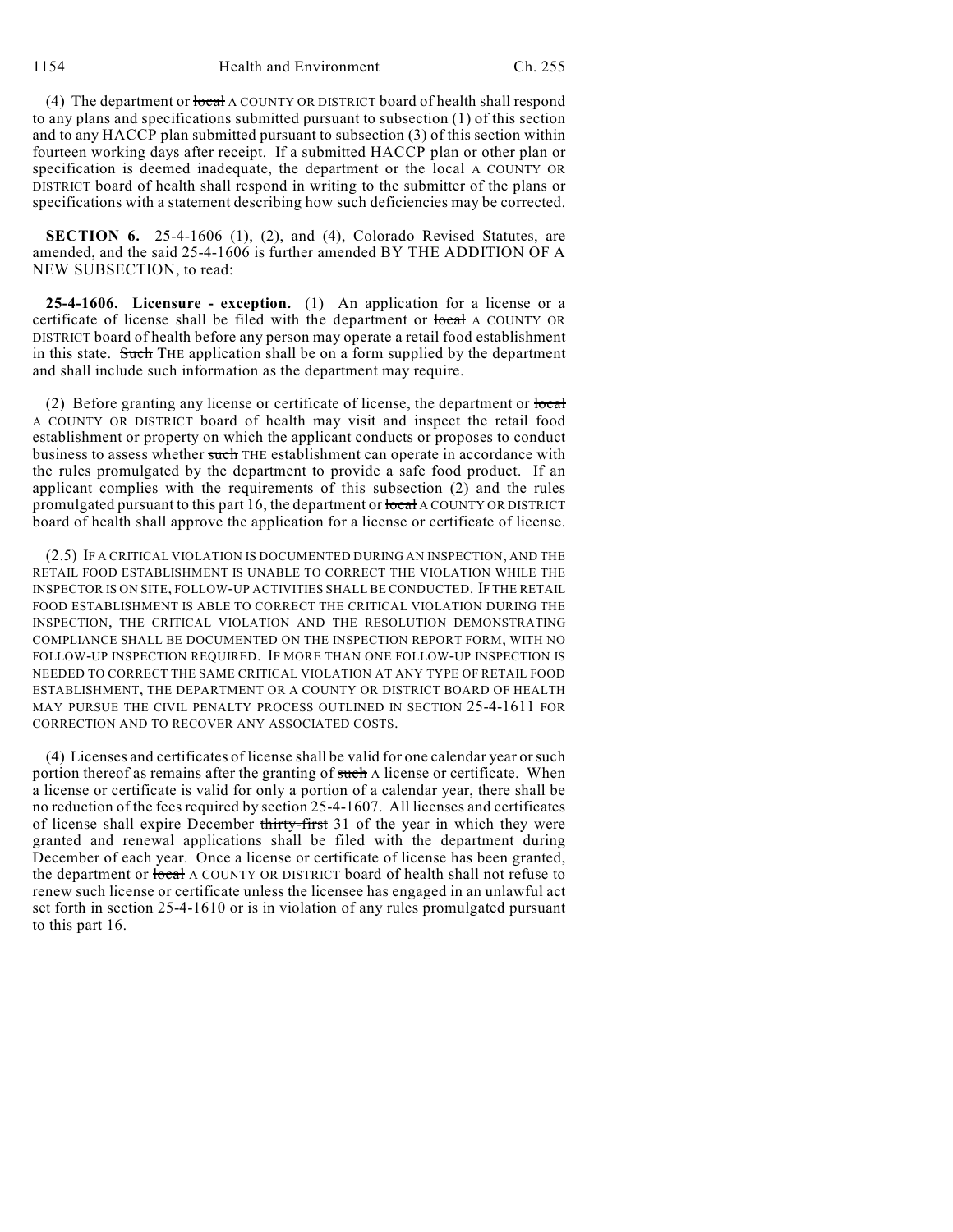(4) The department or ~~local~~ A COUNTY OR DISTRICT board of health shall respond to any plans and specifications submitted pursuant to subsection (1) of this section and to any HACCP plan submitted pursuant to subsection (3) of this section within fourteen working days after receipt. If a submitted HACCP plan or other plan or specification is deemed inadequate, the department or ~~the local~~ A COUNTY OR DISTRICT board of health shall respond in writing to the submitter of the plans or specifications with a statement describing how such deficiencies may be corrected.

**SECTION 6.** 25-4-1606 (1), (2), and (4), Colorado Revised Statutes, are amended, and the said 25-4-1606 is further amended BY THE ADDITION OF A NEW SUBSECTION, to read:

**25-4-1606. Licensure - exception.** (1) An application for a license or a certificate of license shall be filed with the department or ~~local~~ A COUNTY OR DISTRICT board of health before any person may operate a retail food establishment in this state. ~~Such~~ THE application shall be on a form supplied by the department and shall include such information as the department may require.

(2) Before granting any license or certificate of license, the department or ~~local~~ A COUNTY OR DISTRICT board of health may visit and inspect the retail food establishment or property on which the applicant conducts or proposes to conduct business to assess whether ~~such~~ THE establishment can operate in accordance with the rules promulgated by the department to provide a safe food product. If an applicant complies with the requirements of this subsection (2) and the rules promulgated pursuant to this part 16, the department or ~~local~~ A COUNTY OR DISTRICT board of health shall approve the application for a license or certificate of license.

(2.5) IF A CRITICAL VIOLATION IS DOCUMENTED DURING AN INSPECTION, AND THE RETAIL FOOD ESTABLISHMENT IS UNABLE TO CORRECT THE VIOLATION WHILE THE INSPECTOR IS ON SITE, FOLLOW-UP ACTIVITIES SHALL BE CONDUCTED. IF THE RETAIL FOOD ESTABLISHMENT IS ABLE TO CORRECT THE CRITICAL VIOLATION DURING THE INSPECTION, THE CRITICAL VIOLATION AND THE RESOLUTION DEMONSTRATING COMPLIANCE SHALL BE DOCUMENTED ON THE INSPECTION REPORT FORM, WITH NO FOLLOW-UP INSPECTION REQUIRED. IF MORE THAN ONE FOLLOW-UP INSPECTION IS NEEDED TO CORRECT THE SAME CRITICAL VIOLATION AT ANY TYPE OF RETAIL FOOD ESTABLISHMENT, THE DEPARTMENT OR A COUNTY OR DISTRICT BOARD OF HEALTH MAY PURSUE THE CIVIL PENALTY PROCESS OUTLINED IN SECTION 25-4-1611 FOR CORRECTION AND TO RECOVER ANY ASSOCIATED COSTS.

(4) Licenses and certificates of license shall be valid for one calendar year or such portion thereof as remains after the granting of ~~such~~ A license or certificate. When a license or certificate is valid for only a portion of a calendar year, there shall be no reduction of the fees required by section 25-4-1607. All licenses and certificates of license shall expire December ~~thirty-first~~ 31 of the year in which they were granted and renewal applications shall be filed with the department during December of each year. Once a license or certificate of license has been granted, the department or ~~local~~ A COUNTY OR DISTRICT board of health shall not refuse to renew such license or certificate unless the licensee has engaged in an unlawful act set forth in section 25-4-1610 or is in violation of any rules promulgated pursuant to this part 16.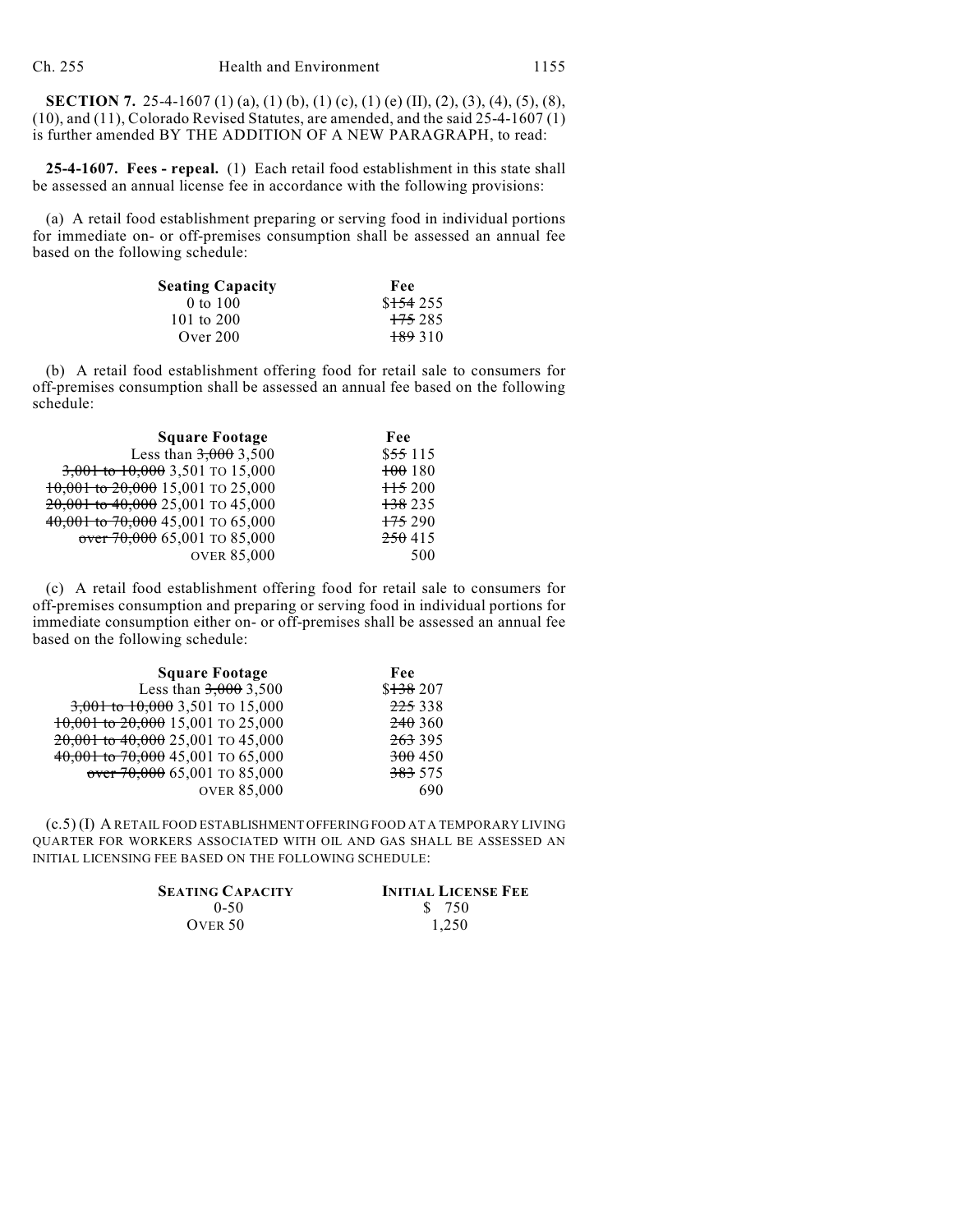**SECTION 7.** 25-4-1607 (1) (a), (1) (b), (1) (c), (1) (e) (II), (2), (3), (4), (5), (8), (10), and (11), Colorado Revised Statutes, are amended, and the said 25-4-1607 (1) is further amended BY THE ADDITION OF A NEW PARAGRAPH, to read:

**25-4-1607. Fees - repeal.** (1) Each retail food establishment in this state shall be assessed an annual license fee in accordance with the following provisions:

(a) A retail food establishment preparing or serving food in individual portions for immediate on- or off-premises consumption shall be assessed an annual fee based on the following schedule:

| Seating Capacity | Fee |
|---|---|
| 0 to 100 | $~~154~~ 255 |
| 101 to 200 | ~~175~~ 285 |
| Over 200 | ~~189~~ 310 |

(b) A retail food establishment offering food for retail sale to consumers for off-premises consumption shall be assessed an annual fee based on the following schedule:

| Square Footage | Fee |
|---|---|
| Less than ~~3,000~~ 3,500 | $~~55~~ 115 |
| ~~3,001 to 10,000~~ 3,501 TO 15,000 | ~~100~~ 180 |
| ~~10,001 to 20,000~~ 15,001 TO 25,000 | ~~115~~ 200 |
| ~~20,001 to 40,000~~ 25,001 TO 45,000 | ~~138~~ 235 |
| ~~40,001 to 70,000~~ 45,001 TO 65,000 | ~~175~~ 290 |
| ~~over 70,000~~ 65,001 TO 85,000 | ~~250~~ 415 |
| OVER 85,000 | 500 |

(c) A retail food establishment offering food for retail sale to consumers for off-premises consumption and preparing or serving food in individual portions for immediate consumption either on- or off-premises shall be assessed an annual fee based on the following schedule:

| Square Footage | Fee |
|---|---|
| Less than ~~3,000~~ 3,500 | $~~138~~ 207 |
| ~~3,001 to 10,000~~ 3,501 TO 15,000 | ~~225~~ 338 |
| ~~10,001 to 20,000~~ 15,001 TO 25,000 | ~~240~~ 360 |
| ~~20,001 to 40,000~~ 25,001 TO 45,000 | ~~263~~ 395 |
| ~~40,001 to 70,000~~ 45,001 TO 65,000 | ~~300~~ 450 |
| ~~over 70,000~~ 65,001 TO 85,000 | ~~383~~ 575 |
| OVER 85,000 | 690 |

(c.5) (I) A RETAIL FOOD ESTABLISHMENT OFFERING FOOD AT A TEMPORARY LIVING QUARTER FOR WORKERS ASSOCIATED WITH OIL AND GAS SHALL BE ASSESSED AN INITIAL LICENSING FEE BASED ON THE FOLLOWING SCHEDULE:

| SEATING CAPACITY | INITIAL LICENSE FEE |
|---|---|
| 0-50 | $ 750 |
| OVER 50 | 1,250 |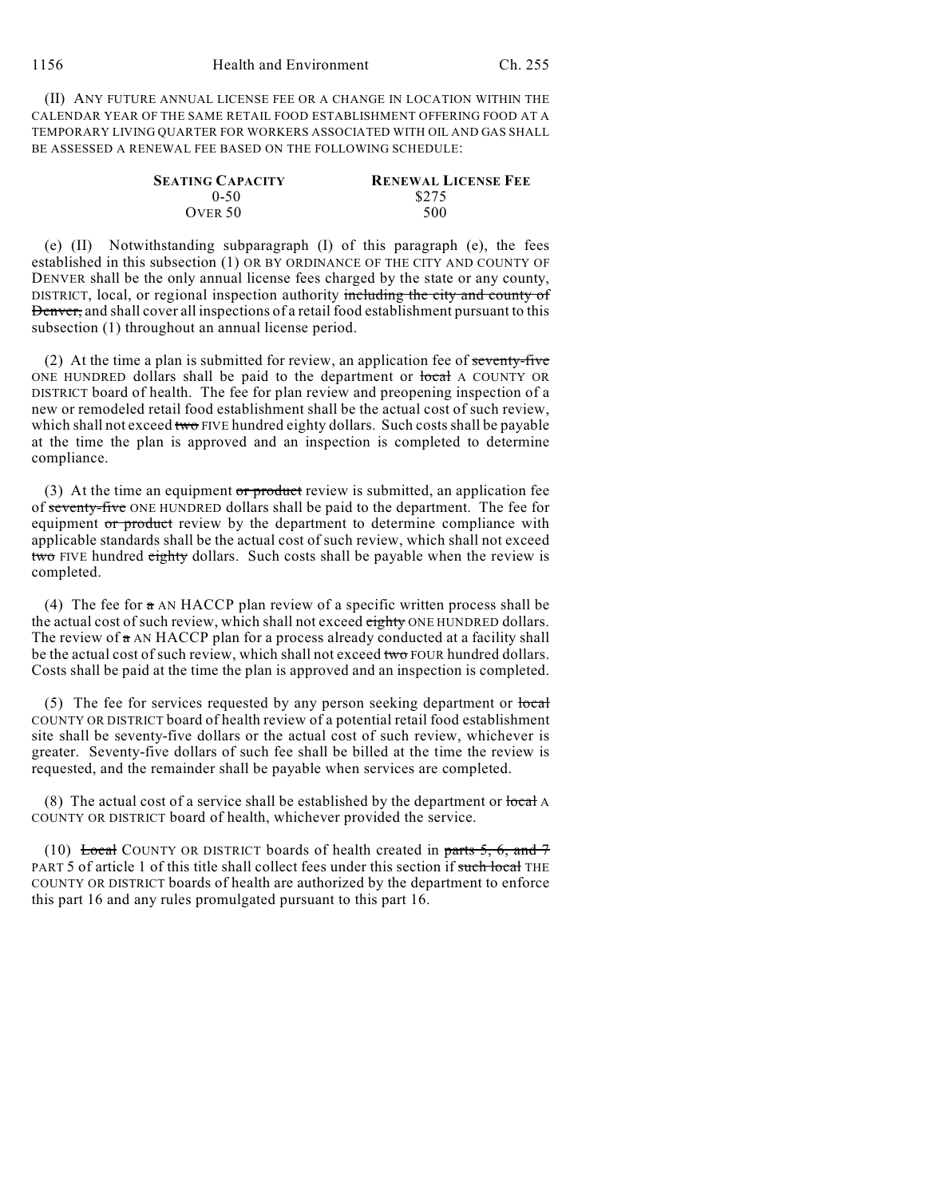(II) ANY FUTURE ANNUAL LICENSE FEE OR A CHANGE IN LOCATION WITHIN THE CALENDAR YEAR OF THE SAME RETAIL FOOD ESTABLISHMENT OFFERING FOOD AT A TEMPORARY LIVING QUARTER FOR WORKERS ASSOCIATED WITH OIL AND GAS SHALL BE ASSESSED A RENEWAL FEE BASED ON THE FOLLOWING SCHEDULE:

| SEATING CAPACITY | RENEWAL LICENSE FEE |
| --- | --- |
| 0-50 | $275 |
| OVER 50 | 500 |

(e) (II) Notwithstanding subparagraph (I) of this paragraph (e), the fees established in this subsection (1) OR BY ORDINANCE OF THE CITY AND COUNTY OF DENVER shall be the only annual license fees charged by the state or any county, DISTRICT, local, or regional inspection authority ~~including the city and county of Denver,~~ and shall cover all inspections of a retail food establishment pursuant to this subsection (1) throughout an annual license period.

(2) At the time a plan is submitted for review, an application fee of ~~seventy-five~~ ONE HUNDRED dollars shall be paid to the department or ~~local~~ A COUNTY OR DISTRICT board of health. The fee for plan review and preopening inspection of a new or remodeled retail food establishment shall be the actual cost of such review, which shall not exceed ~~two~~ FIVE hundred eighty dollars. Such costs shall be payable at the time the plan is approved and an inspection is completed to determine compliance.

(3) At the time an equipment ~~or product~~ review is submitted, an application fee of ~~seventy-five~~ ONE HUNDRED dollars shall be paid to the department. The fee for equipment ~~or product~~ review by the department to determine compliance with applicable standards shall be the actual cost of such review, which shall not exceed ~~two~~ FIVE hundred ~~eighty~~ dollars. Such costs shall be payable when the review is completed.

(4) The fee for ~~a~~ AN HACCP plan review of a specific written process shall be the actual cost of such review, which shall not exceed ~~eighty~~ ONE HUNDRED dollars. The review of ~~a~~ AN HACCP plan for a process already conducted at a facility shall be the actual cost of such review, which shall not exceed ~~two~~ FOUR hundred dollars. Costs shall be paid at the time the plan is approved and an inspection is completed.

(5) The fee for services requested by any person seeking department or ~~local~~ COUNTY OR DISTRICT board of health review of a potential retail food establishment site shall be seventy-five dollars or the actual cost of such review, whichever is greater. Seventy-five dollars of such fee shall be billed at the time the review is requested, and the remainder shall be payable when services are completed.

(8) The actual cost of a service shall be established by the department or ~~local~~ A COUNTY OR DISTRICT board of health, whichever provided the service.

(10) ~~Local~~ COUNTY OR DISTRICT boards of health created in ~~parts 5, 6, and 7~~ PART 5 of article 1 of this title shall collect fees under this section if ~~such local~~ THE COUNTY OR DISTRICT boards of health are authorized by the department to enforce this part 16 and any rules promulgated pursuant to this part 16.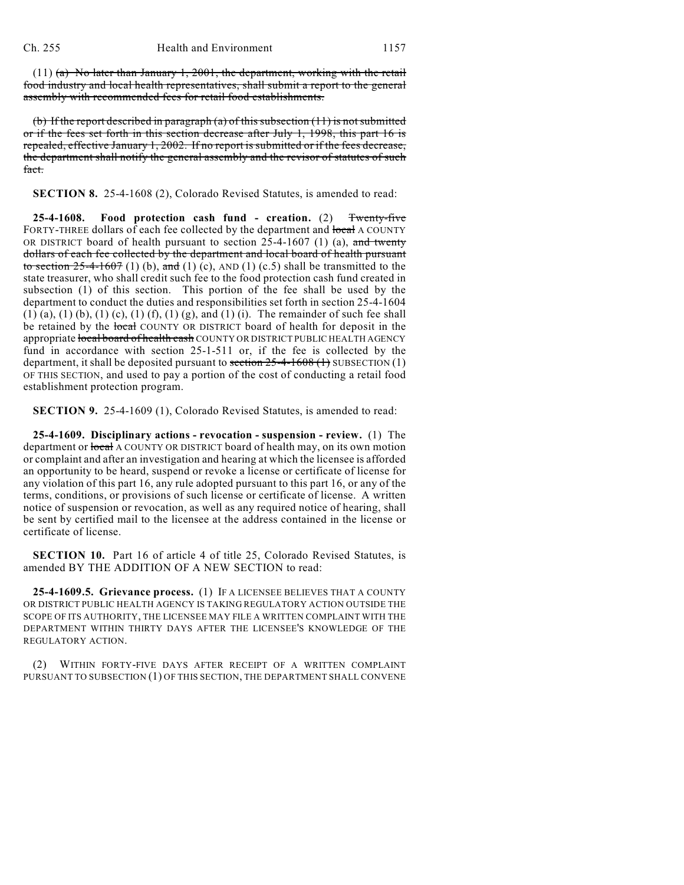(11) ~~(a) No later than January 1, 2001, the department, working with the retail food industry and local health representatives, shall submit a report to the general assembly with recommended fees for retail food establishments.~~

~~(b) If the report described in paragraph (a) of this subsection (11) is not submitted or if the fees set forth in this section decrease after July 1, 1998, this part 16 is repealed, effective January 1, 2002. If no report is submitted or if the fees decrease, the department shall notify the general assembly and the revisor of statutes of such fact.~~

**SECTION 8.** 25-4-1608 (2), Colorado Revised Statutes, is amended to read:

**25-4-1608. Food protection cash fund - creation.** (2) ~~Twenty-five~~ FORTY-THREE dollars of each fee collected by the department and ~~local~~ A COUNTY OR DISTRICT board of health pursuant to section 25-4-1607 (1) (a), ~~and twenty dollars of each fee collected by the department and local board of health pursuant to section 25-4-1607~~ (1) (b), ~~and~~ (1) (c), AND (1) (c.5) shall be transmitted to the state treasurer, who shall credit such fee to the food protection cash fund created in subsection (1) of this section. This portion of the fee shall be used by the department to conduct the duties and responsibilities set forth in section 25-4-1604 (1) (a), (1) (b), (1) (c), (1) (f), (1) (g), and (1) (i). The remainder of such fee shall be retained by the ~~local~~ COUNTY OR DISTRICT board of health for deposit in the appropriate ~~local board of health cash~~ COUNTY OR DISTRICT PUBLIC HEALTH AGENCY fund in accordance with section 25-1-511 or, if the fee is collected by the department, it shall be deposited pursuant to ~~section 25-4-1608 (1)~~ SUBSECTION (1) OF THIS SECTION, and used to pay a portion of the cost of conducting a retail food establishment protection program.

**SECTION 9.** 25-4-1609 (1), Colorado Revised Statutes, is amended to read:

**25-4-1609. Disciplinary actions - revocation - suspension - review.** (1) The department or ~~local~~ A COUNTY OR DISTRICT board of health may, on its own motion or complaint and after an investigation and hearing at which the licensee is afforded an opportunity to be heard, suspend or revoke a license or certificate of license for any violation of this part 16, any rule adopted pursuant to this part 16, or any of the terms, conditions, or provisions of such license or certificate of license. A written notice of suspension or revocation, as well as any required notice of hearing, shall be sent by certified mail to the licensee at the address contained in the license or certificate of license.

**SECTION 10.** Part 16 of article 4 of title 25, Colorado Revised Statutes, is amended BY THE ADDITION OF A NEW SECTION to read:

**25-4-1609.5. Grievance process.** (1) IF A LICENSEE BELIEVES THAT A COUNTY OR DISTRICT PUBLIC HEALTH AGENCY IS TAKING REGULATORY ACTION OUTSIDE THE SCOPE OF ITS AUTHORITY, THE LICENSEE MAY FILE A WRITTEN COMPLAINT WITH THE DEPARTMENT WITHIN THIRTY DAYS AFTER THE LICENSEE'S KNOWLEDGE OF THE REGULATORY ACTION.

(2) WITHIN FORTY-FIVE DAYS AFTER RECEIPT OF A WRITTEN COMPLAINT PURSUANT TO SUBSECTION (1) OF THIS SECTION, THE DEPARTMENT SHALL CONVENE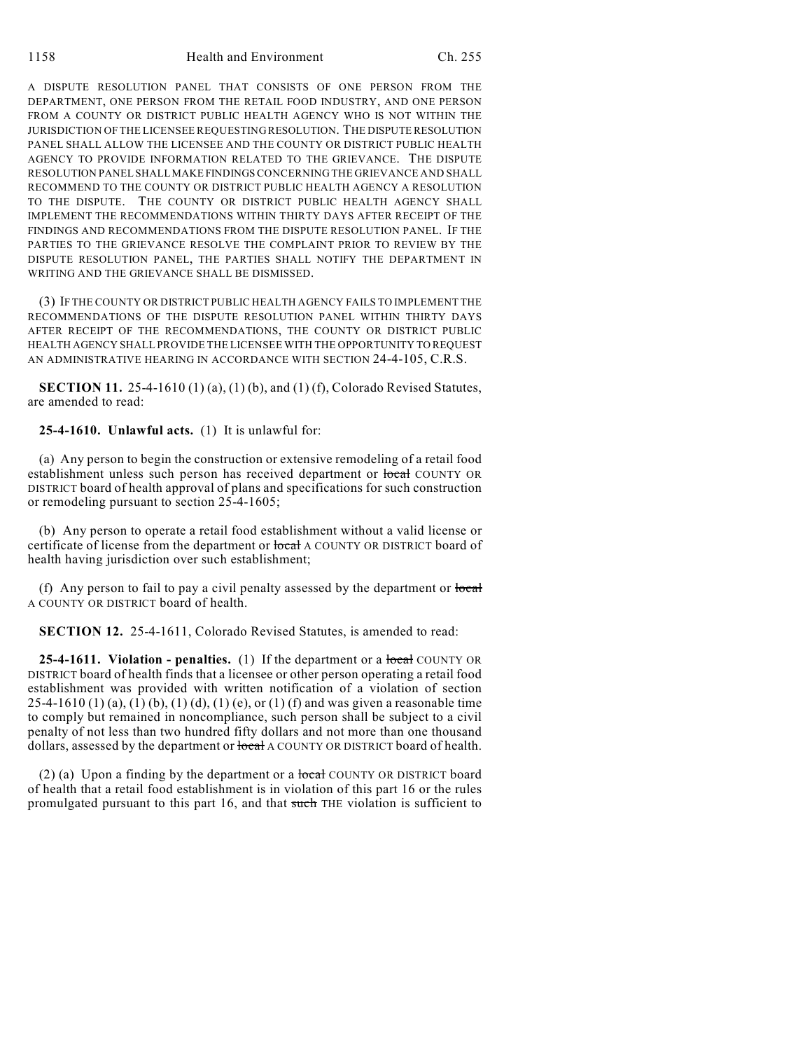A DISPUTE RESOLUTION PANEL THAT CONSISTS OF ONE PERSON FROM THE DEPARTMENT, ONE PERSON FROM THE RETAIL FOOD INDUSTRY, AND ONE PERSON FROM A COUNTY OR DISTRICT PUBLIC HEALTH AGENCY WHO IS NOT WITHIN THE JURISDICTION OF THE LICENSEE REQUESTING RESOLUTION. THE DISPUTE RESOLUTION PANEL SHALL ALLOW THE LICENSEE AND THE COUNTY OR DISTRICT PUBLIC HEALTH AGENCY TO PROVIDE INFORMATION RELATED TO THE GRIEVANCE. THE DISPUTE RESOLUTION PANEL SHALL MAKE FINDINGS CONCERNING THE GRIEVANCE AND SHALL RECOMMEND TO THE COUNTY OR DISTRICT PUBLIC HEALTH AGENCY A RESOLUTION TO THE DISPUTE. THE COUNTY OR DISTRICT PUBLIC HEALTH AGENCY SHALL IMPLEMENT THE RECOMMENDATIONS WITHIN THIRTY DAYS AFTER RECEIPT OF THE FINDINGS AND RECOMMENDATIONS FROM THE DISPUTE RESOLUTION PANEL. IF THE PARTIES TO THE GRIEVANCE RESOLVE THE COMPLAINT PRIOR TO REVIEW BY THE DISPUTE RESOLUTION PANEL, THE PARTIES SHALL NOTIFY THE DEPARTMENT IN WRITING AND THE GRIEVANCE SHALL BE DISMISSED.

(3) IF THE COUNTY OR DISTRICT PUBLIC HEALTH AGENCY FAILS TO IMPLEMENT THE RECOMMENDATIONS OF THE DISPUTE RESOLUTION PANEL WITHIN THIRTY DAYS AFTER RECEIPT OF THE RECOMMENDATIONS, THE COUNTY OR DISTRICT PUBLIC HEALTH AGENCY SHALL PROVIDE THE LICENSEE WITH THE OPPORTUNITY TO REQUEST AN ADMINISTRATIVE HEARING IN ACCORDANCE WITH SECTION 24-4-105, C.R.S.

**SECTION 11.** 25-4-1610 (1) (a), (1) (b), and (1) (f), Colorado Revised Statutes, are amended to read:

**25-4-1610. Unlawful acts.** (1) It is unlawful for:

(a) Any person to begin the construction or extensive remodeling of a retail food establishment unless such person has received department or ~~local~~ COUNTY OR DISTRICT board of health approval of plans and specifications for such construction or remodeling pursuant to section 25-4-1605;

(b) Any person to operate a retail food establishment without a valid license or certificate of license from the department or ~~local~~ A COUNTY OR DISTRICT board of health having jurisdiction over such establishment;

(f) Any person to fail to pay a civil penalty assessed by the department or ~~local~~ A COUNTY OR DISTRICT board of health.

**SECTION 12.** 25-4-1611, Colorado Revised Statutes, is amended to read:

**25-4-1611. Violation - penalties.** (1) If the department or a ~~local~~ COUNTY OR DISTRICT board of health finds that a licensee or other person operating a retail food establishment was provided with written notification of a violation of section 25-4-1610 (1) (a), (1) (b), (1) (d), (1) (e), or (1) (f) and was given a reasonable time to comply but remained in noncompliance, such person shall be subject to a civil penalty of not less than two hundred fifty dollars and not more than one thousand dollars, assessed by the department or ~~local~~ A COUNTY OR DISTRICT board of health.

(2) (a) Upon a finding by the department or a ~~local~~ COUNTY OR DISTRICT board of health that a retail food establishment is in violation of this part 16 or the rules promulgated pursuant to this part 16, and that ~~such~~ THE violation is sufficient to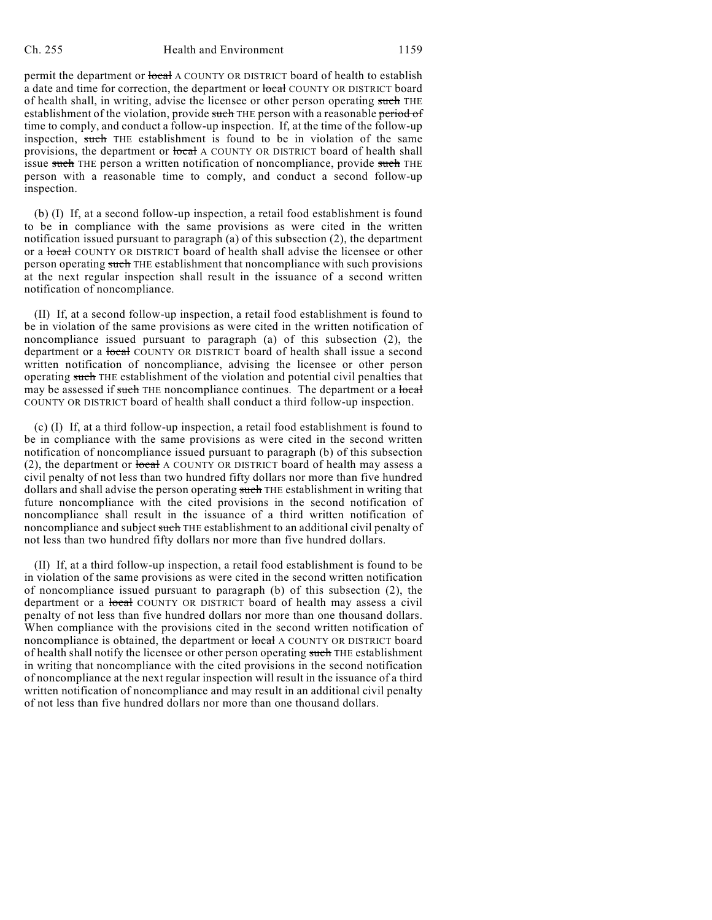permit the department or ~~local~~ A COUNTY OR DISTRICT board of health to establish a date and time for correction, the department or ~~local~~ COUNTY OR DISTRICT board of health shall, in writing, advise the licensee or other person operating ~~such~~ THE establishment of the violation, provide ~~such~~ THE person with a reasonable ~~period of~~ time to comply, and conduct a follow-up inspection. If, at the time of the follow-up inspection, ~~such~~ THE establishment is found to be in violation of the same provisions, the department or ~~local~~ A COUNTY OR DISTRICT board of health shall issue ~~such~~ THE person a written notification of noncompliance, provide ~~such~~ THE person with a reasonable time to comply, and conduct a second follow-up inspection.

(b) (I) If, at a second follow-up inspection, a retail food establishment is found to be in compliance with the same provisions as were cited in the written notification issued pursuant to paragraph (a) of this subsection (2), the department or a ~~local~~ COUNTY OR DISTRICT board of health shall advise the licensee or other person operating ~~such~~ THE establishment that noncompliance with such provisions at the next regular inspection shall result in the issuance of a second written notification of noncompliance.

(II) If, at a second follow-up inspection, a retail food establishment is found to be in violation of the same provisions as were cited in the written notification of noncompliance issued pursuant to paragraph (a) of this subsection (2), the department or a ~~local~~ COUNTY OR DISTRICT board of health shall issue a second written notification of noncompliance, advising the licensee or other person operating ~~such~~ THE establishment of the violation and potential civil penalties that may be assessed if ~~such~~ THE noncompliance continues. The department or a ~~local~~ COUNTY OR DISTRICT board of health shall conduct a third follow-up inspection.

(c) (I) If, at a third follow-up inspection, a retail food establishment is found to be in compliance with the same provisions as were cited in the second written notification of noncompliance issued pursuant to paragraph (b) of this subsection (2), the department or ~~local~~ A COUNTY OR DISTRICT board of health may assess a civil penalty of not less than two hundred fifty dollars nor more than five hundred dollars and shall advise the person operating ~~such~~ THE establishment in writing that future noncompliance with the cited provisions in the second notification of noncompliance shall result in the issuance of a third written notification of noncompliance and subject ~~such~~ THE establishment to an additional civil penalty of not less than two hundred fifty dollars nor more than five hundred dollars.

(II) If, at a third follow-up inspection, a retail food establishment is found to be in violation of the same provisions as were cited in the second written notification of noncompliance issued pursuant to paragraph (b) of this subsection (2), the department or a ~~local~~ COUNTY OR DISTRICT board of health may assess a civil penalty of not less than five hundred dollars nor more than one thousand dollars. When compliance with the provisions cited in the second written notification of noncompliance is obtained, the department or ~~local~~ A COUNTY OR DISTRICT board of health shall notify the licensee or other person operating ~~such~~ THE establishment in writing that noncompliance with the cited provisions in the second notification of noncompliance at the next regular inspection will result in the issuance of a third written notification of noncompliance and may result in an additional civil penalty of not less than five hundred dollars nor more than one thousand dollars.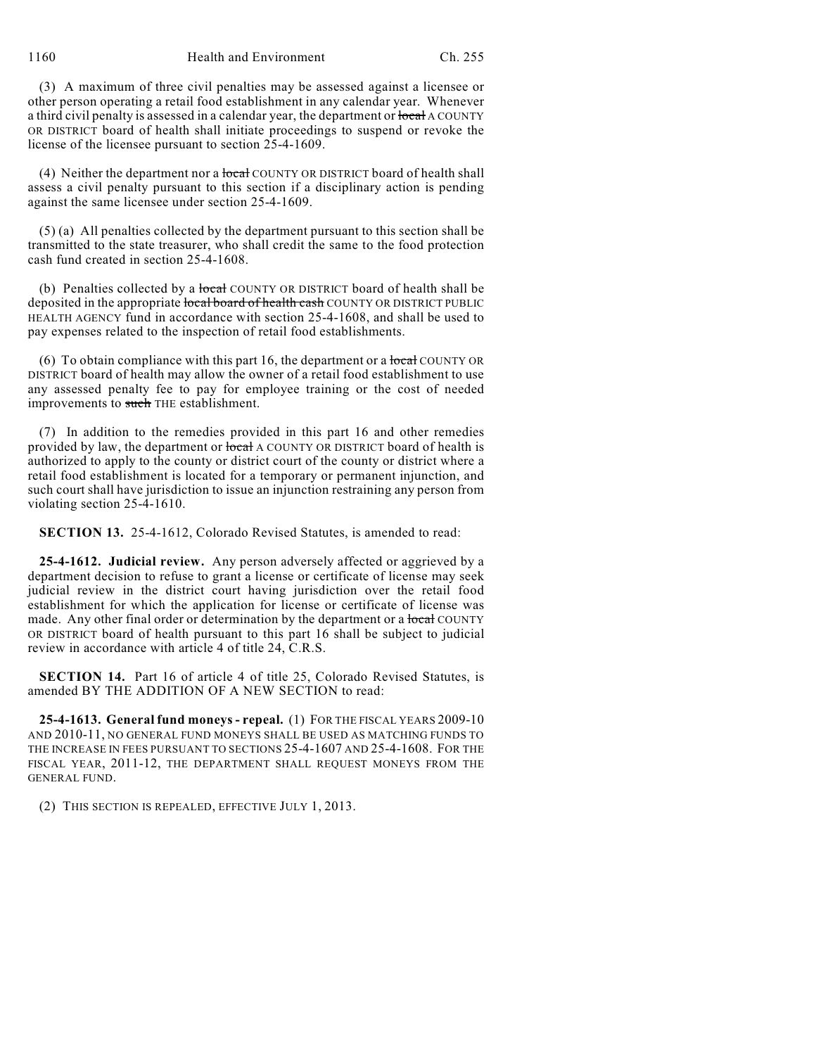(3) A maximum of three civil penalties may be assessed against a licensee or other person operating a retail food establishment in any calendar year. Whenever a third civil penalty is assessed in a calendar year, the department or ~~local~~ A COUNTY OR DISTRICT board of health shall initiate proceedings to suspend or revoke the license of the licensee pursuant to section 25-4-1609.

(4) Neither the department nor a ~~local~~ COUNTY OR DISTRICT board of health shall assess a civil penalty pursuant to this section if a disciplinary action is pending against the same licensee under section 25-4-1609.

(5) (a) All penalties collected by the department pursuant to this section shall be transmitted to the state treasurer, who shall credit the same to the food protection cash fund created in section 25-4-1608.

(b) Penalties collected by a ~~local~~ COUNTY OR DISTRICT board of health shall be deposited in the appropriate ~~local board of health cash~~ COUNTY OR DISTRICT PUBLIC HEALTH AGENCY fund in accordance with section 25-4-1608, and shall be used to pay expenses related to the inspection of retail food establishments.

(6) To obtain compliance with this part 16, the department or a ~~local~~ COUNTY OR DISTRICT board of health may allow the owner of a retail food establishment to use any assessed penalty fee to pay for employee training or the cost of needed improvements to ~~such~~ THE establishment.

(7) In addition to the remedies provided in this part 16 and other remedies provided by law, the department or ~~local~~ A COUNTY OR DISTRICT board of health is authorized to apply to the county or district court of the county or district where a retail food establishment is located for a temporary or permanent injunction, and such court shall have jurisdiction to issue an injunction restraining any person from violating section 25-4-1610.

**SECTION 13.** 25-4-1612, Colorado Revised Statutes, is amended to read:

**25-4-1612. Judicial review.** Any person adversely affected or aggrieved by a department decision to refuse to grant a license or certificate of license may seek judicial review in the district court having jurisdiction over the retail food establishment for which the application for license or certificate of license was made. Any other final order or determination by the department or a ~~local~~ COUNTY OR DISTRICT board of health pursuant to this part 16 shall be subject to judicial review in accordance with article 4 of title 24, C.R.S.

**SECTION 14.** Part 16 of article 4 of title 25, Colorado Revised Statutes, is amended BY THE ADDITION OF A NEW SECTION to read:

**25-4-1613. General fund moneys - repeal.** (1) FOR THE FISCAL YEARS 2009-10 AND 2010-11, NO GENERAL FUND MONEYS SHALL BE USED AS MATCHING FUNDS TO THE INCREASE IN FEES PURSUANT TO SECTIONS 25-4-1607 AND 25-4-1608. FOR THE FISCAL YEAR, 2011-12, THE DEPARTMENT SHALL REQUEST MONEYS FROM THE GENERAL FUND.

(2) THIS SECTION IS REPEALED, EFFECTIVE JULY 1, 2013.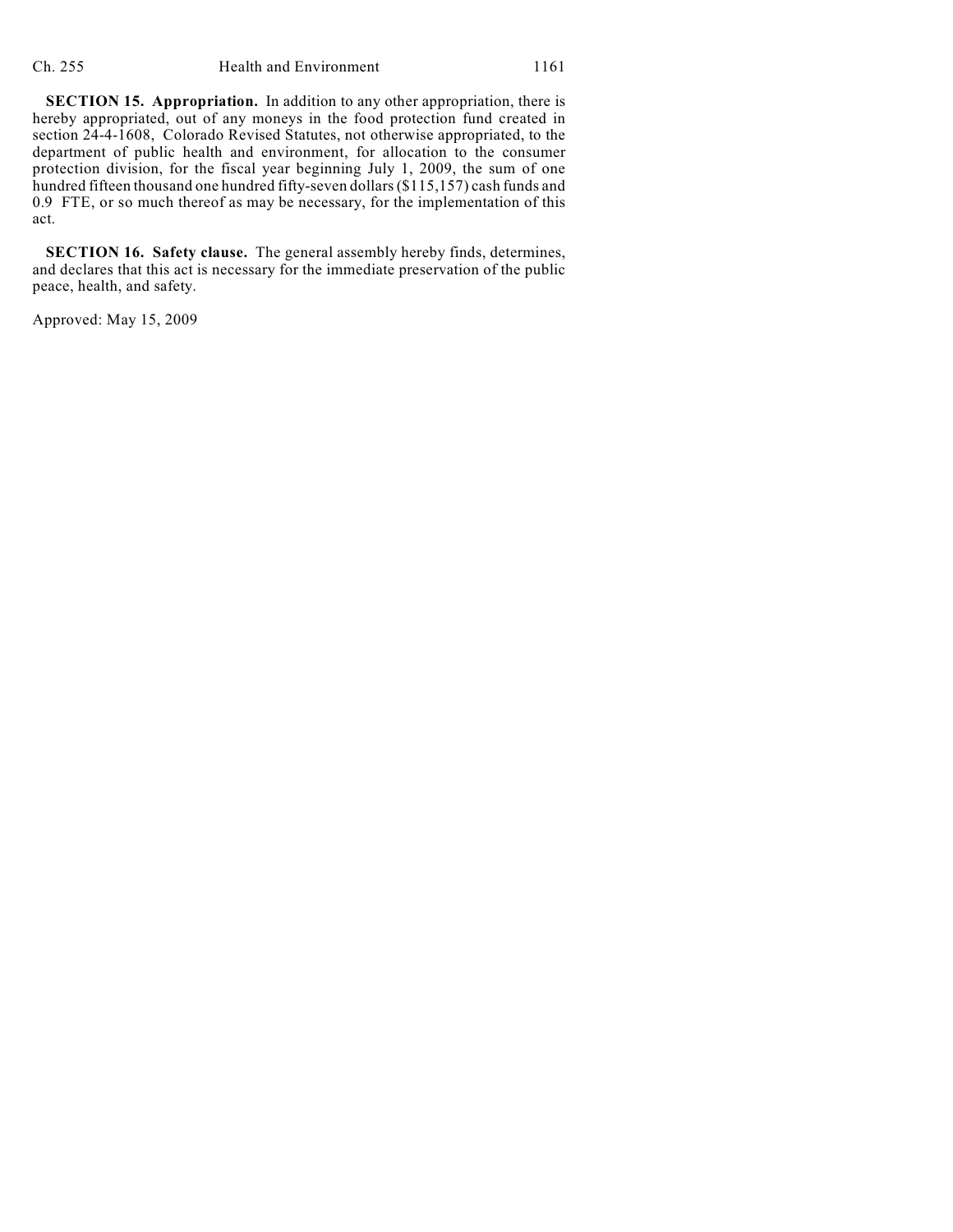**SECTION 15. Appropriation.** In addition to any other appropriation, there is hereby appropriated, out of any moneys in the food protection fund created in section 24-4-1608, Colorado Revised Statutes, not otherwise appropriated, to the department of public health and environment, for allocation to the consumer protection division, for the fiscal year beginning July 1, 2009, the sum of one hundred fifteen thousand one hundred fifty-seven dollars ($115,157) cash funds and 0.9 FTE, or so much thereof as may be necessary, for the implementation of this act.

**SECTION 16. Safety clause.** The general assembly hereby finds, determines, and declares that this act is necessary for the immediate preservation of the public peace, health, and safety.

Approved: May 15, 2009